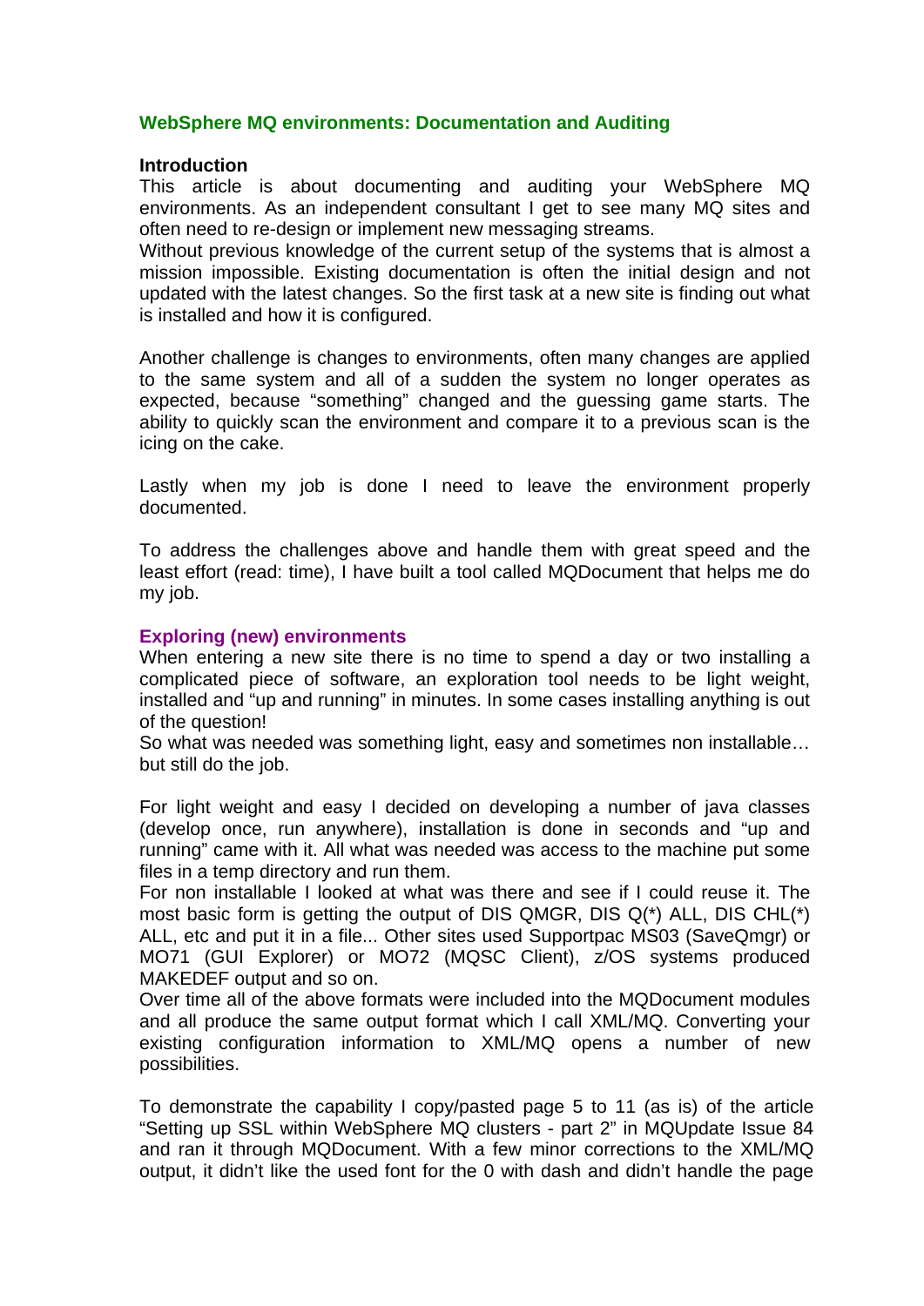## WebSphere MQ environments: Documentation and Auditing

### Introduction

This article is about documenting and auditing your WebSphere MQ environments. As an independent consultant I get to see many MQ sites and often need to re-design or implement new messaging streams.
Without previous knowledge of the current setup of the systems that is almost a mission impossible. Existing documentation is often the initial design and not updated with the latest changes. So the first task at a new site is finding out what is installed and how it is configured.

Another challenge is changes to environments, often many changes are applied to the same system and all of a sudden the system no longer operates as expected, because "something" changed and the guessing game starts. The ability to quickly scan the environment and compare it to a previous scan is the icing on the cake.

Lastly when my job is done I need to leave the environment properly documented.

To address the challenges above and handle them with great speed and the least effort (read: time), I have built a tool called MQDocument that helps me do my job.

### Exploring (new) environments

When entering a new site there is no time to spend a day or two installing a complicated piece of software, an exploration tool needs to be light weight, installed and "up and running" in minutes. In some cases installing anything is out of the question!
So what was needed was something light, easy and sometimes non installable… but still do the job.

For light weight and easy I decided on developing a number of java classes (develop once, run anywhere), installation is done in seconds and "up and running" came with it. All what was needed was access to the machine put some files in a temp directory and run them.
For non installable I looked at what was there and see if I could reuse it. The most basic form is getting the output of DIS QMGR, DIS Q(*) ALL, DIS CHL(*) ALL, etc and put it in a file... Other sites used Supportpac MS03 (SaveQmgr) or MO71 (GUI Explorer) or MO72 (MQSC Client), z/OS systems produced MAKEDEF output and so on.
Over time all of the above formats were included into the MQDocument modules and all produce the same output format which I call XML/MQ. Converting your existing configuration information to XML/MQ opens a number of new possibilities.

To demonstrate the capability I copy/pasted page 5 to 11 (as is) of the article "Setting up SSL within WebSphere MQ clusters - part 2" in MQUpdate Issue 84 and ran it through MQDocument. With a few minor corrections to the XML/MQ output, it didn't like the used font for the 0 with dash and didn't handle the page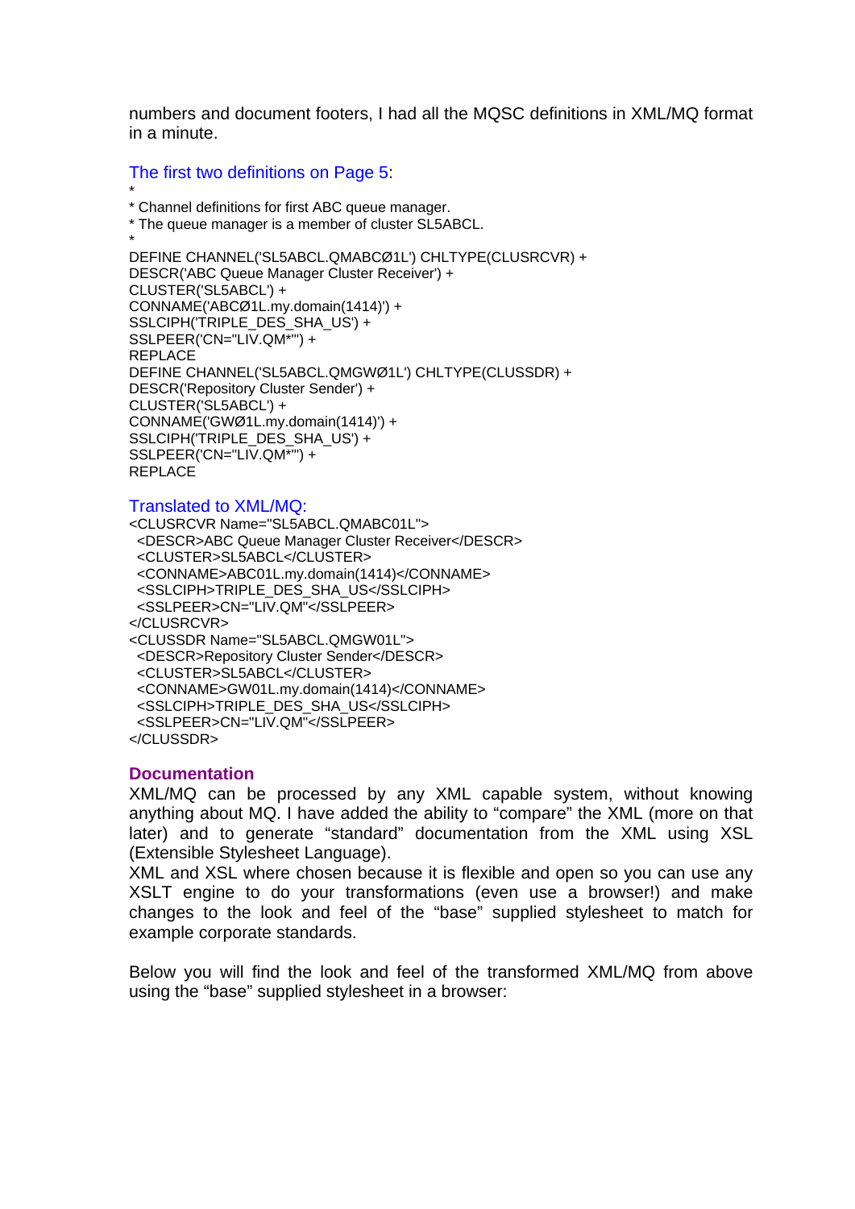numbers and document footers, I had all the MQSC definitions in XML/MQ format in a minute.

The first two definitions on Page 5:

```
*
* Channel definitions for first ABC queue manager.
* The queue manager is a member of cluster SL5ABCL.
*
DEFINE CHANNEL('SL5ABCL.QMABCØ1L') CHLTYPE(CLUSRCVR) +
DESCR('ABC Queue Manager Cluster Receiver') +
CLUSTER('SL5ABCL') +
CONNAME('ABCØ1L.my.domain(1414)') +
SSLCIPH('TRIPLE_DES_SHA_US') +
SSLPEER('CN="LIV.QM*"') +
REPLACE
DEFINE CHANNEL('SL5ABCL.QMGWØ1L') CHLTYPE(CLUSSDR) +
DESCR('Repository Cluster Sender') +
CLUSTER('SL5ABCL') +
CONNAME('GWØ1L.my.domain(1414)') +
SSLCIPH('TRIPLE_DES_SHA_US') +
SSLPEER('CN="LIV.QM*"') +
REPLACE
```

Translated to XML/MQ:

```
<CLUSRCVR Name="SL5ABCL.QMABC01L">
 <DESCR>ABC Queue Manager Cluster Receiver</DESCR>
 <CLUSTER>SL5ABCL</CLUSTER>
 <CONNAME>ABC01L.my.domain(1414)</CONNAME>
 <SSLCIPH>TRIPLE_DES_SHA_US</SSLCIPH>
 <SSLPEER>CN="LIV.QM"</SSLPEER>
</CLUSRCVR>
<CLUSSDR Name="SL5ABCL.QMGW01L">
 <DESCR>Repository Cluster Sender</DESCR>
 <CLUSTER>SL5ABCL</CLUSTER>
 <CONNAME>GW01L.my.domain(1414)</CONNAME>
 <SSLCIPH>TRIPLE_DES_SHA_US</SSLCIPH>
 <SSLPEER>CN="LIV.QM"</SSLPEER>
</CLUSSDR>
```

### Documentation

XML/MQ can be processed by any XML capable system, without knowing anything about MQ. I have added the ability to "compare" the XML (more on that later) and to generate "standard" documentation from the XML using XSL (Extensible Stylesheet Language).
XML and XSL where chosen because it is flexible and open so you can use any XSLT engine to do your transformations (even use a browser!) and make changes to the look and feel of the "base" supplied stylesheet to match for example corporate standards.

Below you will find the look and feel of the transformed XML/MQ from above using the "base" supplied stylesheet in a browser: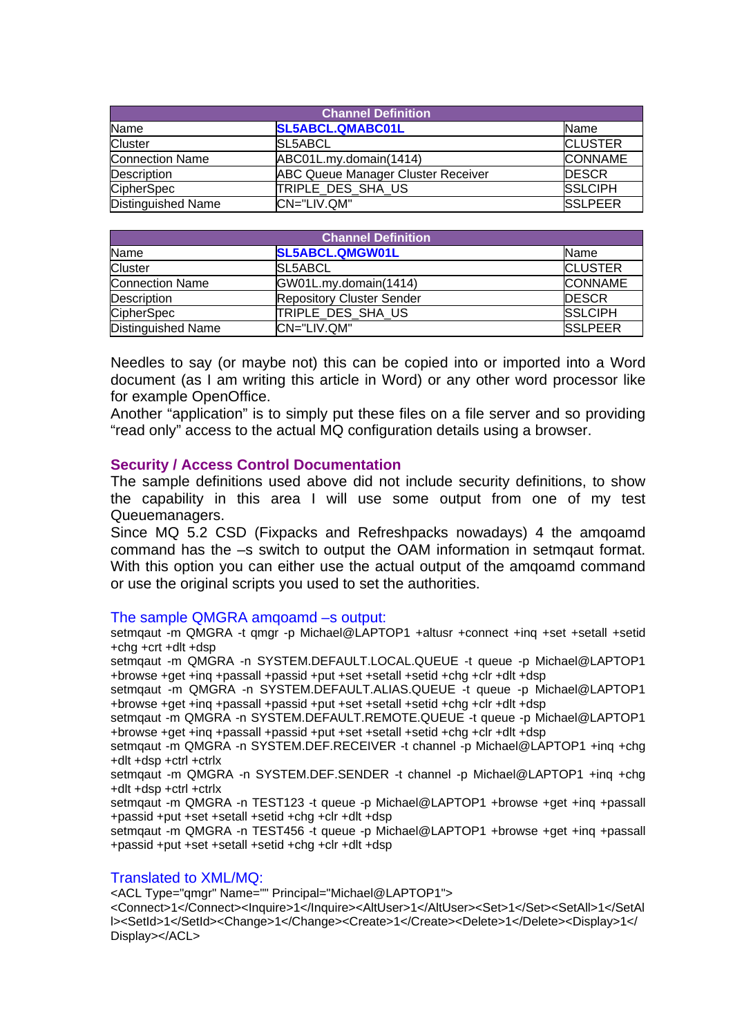| Channel Definition | | |
|---|---|---|
| Name | **SL5ABCL.QMABC01L** | Name |
| Cluster | SL5ABCL | CLUSTER |
| Connection Name | ABC01L.my.domain(1414) | CONNAME |
| Description | ABC Queue Manager Cluster Receiver | DESCR |
| CipherSpec | TRIPLE_DES_SHA_US | SSLCIPH |
| Distinguished Name | CN="LIV.QM" | SSLPEER |

| Channel Definition | | |
|---|---|---|
| Name | **SL5ABCL.QMGW01L** | Name |
| Cluster | SL5ABCL | CLUSTER |
| Connection Name | GW01L.my.domain(1414) | CONNAME |
| Description | Repository Cluster Sender | DESCR |
| CipherSpec | TRIPLE_DES_SHA_US | SSLCIPH |
| Distinguished Name | CN="LIV.QM" | SSLPEER |

Needles to say (or maybe not) this can be copied into or imported into a Word document (as I am writing this article in Word) or any other word processor like for example OpenOffice.
Another "application" is to simply put these files on a file server and so providing "read only" access to the actual MQ configuration details using a browser.

## Security / Access Control Documentation

The sample definitions used above did not include security definitions, to show the capability in this area I will use some output from one of my test Queuemanagers.
Since MQ 5.2 CSD (Fixpacks and Refreshpacks nowadays) 4 the amqoamd command has the –s switch to output the OAM information in setmqaut format. With this option you can either use the actual output of the amqoamd command or use the original scripts you used to set the authorities.

### The sample QMGRA amqoamd –s output:

```
setmqaut -m QMGRA -t qmgr -p Michael@LAPTOP1 +altusr +connect +inq +set +setall +setid +chg +crt +dlt +dsp
setmqaut -m QMGRA -n SYSTEM.DEFAULT.LOCAL.QUEUE -t queue -p Michael@LAPTOP1 +browse +get +inq +passall +passid +put +set +setall +setid +chg +clr +dlt +dsp
setmqaut -m QMGRA -n SYSTEM.DEFAULT.ALIAS.QUEUE -t queue -p Michael@LAPTOP1 +browse +get +inq +passall +passid +put +set +setall +setid +chg +clr +dlt +dsp
setmqaut -m QMGRA -n SYSTEM.DEFAULT.REMOTE.QUEUE -t queue -p Michael@LAPTOP1 +browse +get +inq +passall +passid +put +set +setall +setid +chg +clr +dlt +dsp
setmqaut -m QMGRA -n SYSTEM.DEF.RECEIVER -t channel -p Michael@LAPTOP1 +inq +chg +dlt +dsp +ctrl +ctrlx
setmqaut -m QMGRA -n SYSTEM.DEF.SENDER -t channel -p Michael@LAPTOP1 +inq +chg +dlt +dsp +ctrl +ctrlx
setmqaut -m QMGRA -n TEST123 -t queue -p Michael@LAPTOP1 +browse +get +inq +passall +passid +put +set +setall +setid +chg +clr +dlt +dsp
setmqaut -m QMGRA -n TEST456 -t queue -p Michael@LAPTOP1 +browse +get +inq +passall +passid +put +set +setall +setid +chg +clr +dlt +dsp
```

### Translated to XML/MQ:

```
<ACL Type="qmgr" Name="" Principal="Michael@LAPTOP1">
<Connect>1</Connect><Inquire>1</Inquire><AltUser>1</AltUser><Set>1</Set><SetAll>1</SetAll><SetId>1</SetId><Change>1</Change><Create>1</Create><Delete>1</Delete><Display>1</Display></ACL>
```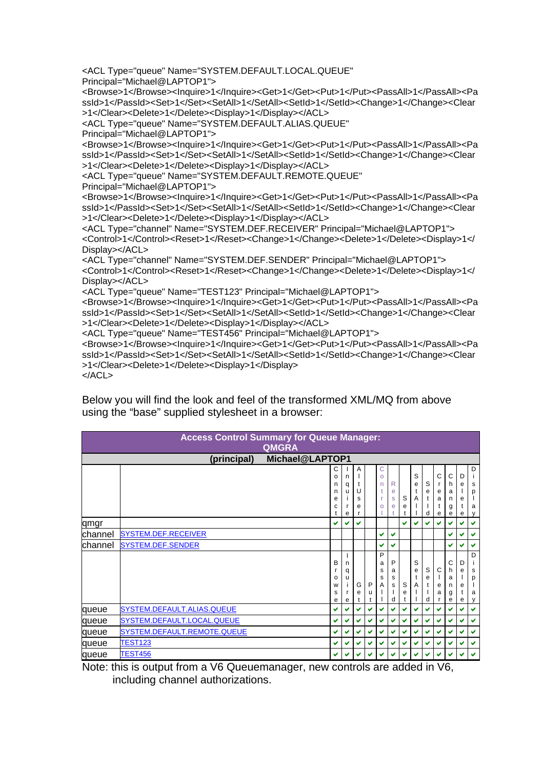```
<ACL Type="queue" Name="SYSTEM.DEFAULT.LOCAL.QUEUE"
Principal="Michael@LAPTOP1">
<Browse>1</Browse><Inquire>1</Inquire><Get>1</Get><Put>1</Put><PassAll>1</PassAll><PassId>1</PassId><Set>1</Set><SetAll>1</SetAll><SetId>1</SetId><Change>1</Change><Clear>1</Clear><Delete>1</Delete><Display>1</Display></ACL>
<ACL Type="queue" Name="SYSTEM.DEFAULT.ALIAS.QUEUE"
Principal="Michael@LAPTOP1">
<Browse>1</Browse><Inquire>1</Inquire><Get>1</Get><Put>1</Put><PassAll>1</PassAll><PassId>1</PassId><Set>1</Set><SetAll>1</SetAll><SetId>1</SetId><Change>1</Change><Clear>1</Clear><Delete>1</Delete><Display>1</Display></ACL>
<ACL Type="queue" Name="SYSTEM.DEFAULT.REMOTE.QUEUE"
Principal="Michael@LAPTOP1">
<Browse>1</Browse><Inquire>1</Inquire><Get>1</Get><Put>1</Put><PassAll>1</PassAll><PassId>1</PassId><Set>1</Set><SetAll>1</SetAll><SetId>1</SetId><Change>1</Change><Clear>1</Clear><Delete>1</Delete><Display>1</Display></ACL>
<ACL Type="channel" Name="SYSTEM.DEF.RECEIVER" Principal="Michael@LAPTOP1">
<Control>1</Control><Reset>1</Reset><Change>1</Change><Delete>1</Delete><Display>1</Display></ACL>
<ACL Type="channel" Name="SYSTEM.DEF.SENDER" Principal="Michael@LAPTOP1">
<Control>1</Control><Reset>1</Reset><Change>1</Change><Delete>1</Delete><Display>1</Display></ACL>
<ACL Type="queue" Name="TEST123" Principal="Michael@LAPTOP1">
<Browse>1</Browse><Inquire>1</Inquire><Get>1</Get><Put>1</Put><PassAll>1</PassAll><PassId>1</PassId><Set>1</Set><SetAll>1</SetAll><SetId>1</SetId><Change>1</Change><Clear>1</Clear><Delete>1</Delete><Display>1</Display></ACL>
<ACL Type="queue" Name="TEST456" Principal="Michael@LAPTOP1">
<Browse>1</Browse><Inquire>1</Inquire><Get>1</Get><Put>1</Put><PassAll>1</PassAll><PassId>1</PassId><Set>1</Set><SetAll>1</SetAll><SetId>1</SetId><Change>1</Change><Clear>1</Clear><Delete>1</Delete><Display>1</Display>
</ACL>
```

Below you will find the look and feel of the transformed XML/MQ from above using the "base" supplied stylesheet in a browser:

**Access Control Summary for Queue Manager: QMGRA**

**(principal) Michael@LAPTOP1**

| | | Connect | Inquire | AltUser | | Control | Reset | Set | SetAll | SetId | Create | Change | Delete | Display |
|---|---|---|---|---|---|---|---|---|---|---|---|---|---|---|
| qmgr | | ✔ | ✔ | ✔ | | | | ✔ | ✔ | ✔ | ✔ | ✔ | ✔ | ✔ |
| channel | SYSTEM.DEF.RECEIVER | | | | | ✔ | ✔ | | | | | ✔ | ✔ | ✔ |
| channel | SYSTEM.DEF.SENDER | | | | | ✔ | ✔ | | | | | ✔ | ✔ | ✔ |
| | | **Browse** | **Inquire** | **Get** | **Put** | **PassAll** | **PassId** | **Set** | **SetAll** | **SetId** | **Clear** | **Change** | **Delete** | **Display** |
| queue | SYSTEM.DEFAULT.ALIAS.QUEUE | ✔ | ✔ | ✔ | ✔ | ✔ | ✔ | ✔ | ✔ | ✔ | ✔ | ✔ | ✔ | ✔ |
| queue | SYSTEM.DEFAULT.LOCAL.QUEUE | ✔ | ✔ | ✔ | ✔ | ✔ | ✔ | ✔ | ✔ | ✔ | ✔ | ✔ | ✔ | ✔ |
| queue | SYSTEM.DEFAULT.REMOTE.QUEUE | ✔ | ✔ | ✔ | ✔ | ✔ | ✔ | ✔ | ✔ | ✔ | ✔ | ✔ | ✔ | ✔ |
| queue | TEST123 | ✔ | ✔ | ✔ | ✔ | ✔ | ✔ | ✔ | ✔ | ✔ | ✔ | ✔ | ✔ | ✔ |
| queue | TEST456 | ✔ | ✔ | ✔ | ✔ | ✔ | ✔ | ✔ | ✔ | ✔ | ✔ | ✔ | ✔ | ✔ |

Note: this is output from a V6 Queuemanager, new controls are added in V6, including channel authorizations.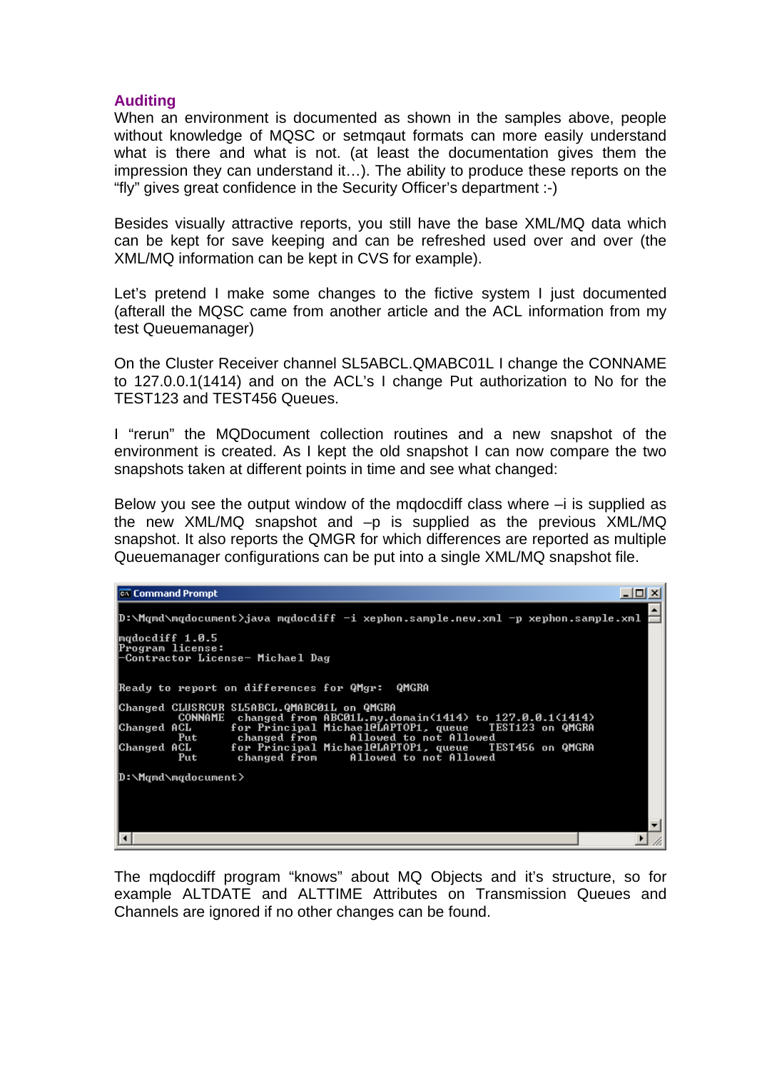## Auditing

When an environment is documented as shown in the samples above, people without knowledge of MQSC or setmqaut formats can more easily understand what is there and what is not. (at least the documentation gives them the impression they can understand it…). The ability to produce these reports on the "fly" gives great confidence in the Security Officer's department :-)

Besides visually attractive reports, you still have the base XML/MQ data which can be kept for save keeping and can be refreshed used over and over (the XML/MQ information can be kept in CVS for example).

Let's pretend I make some changes to the fictive system I just documented (afterall the MQSC came from another article and the ACL information from my test Queuemanager)

On the Cluster Receiver channel SL5ABCL.QMABC01L I change the CONNAME to 127.0.0.1(1414) and on the ACL's I change Put authorization to No for the TEST123 and TEST456 Queues.

I "rerun" the MQDocument collection routines and a new snapshot of the environment is created. As I kept the old snapshot I can now compare the two snapshots taken at different points in time and see what changed:

Below you see the output window of the mqdocdiff class where –i is supplied as the new XML/MQ snapshot and –p is supplied as the previous XML/MQ snapshot. It also reports the QMGR for which differences are reported as multiple Queuemanager configurations can be put into a single XML/MQ snapshot file.

```
D:\Mqmd\mqdocument>java mqdocdiff -i xephon.sample.new.xml -p xephon.sample.xml

mqdocdiff 1.0.5
Program license:
-Contractor License- Michael Dag

Ready to report on differences for QMgr:  QMGRA

Changed CLUSRCVR SL5ABCL.QMABC01L on QMGRA
         CONNAME  changed from ABC01L.my.domain(1414) to 127.0.0.1(1414)
Changed ACL      for Principal Michael@LAPTOP1, queue   TEST123 on QMGRA
         Put      changed from      Allowed to not Allowed
Changed ACL      for Principal Michael@LAPTOP1, queue   TEST456 on QMGRA
         Put      changed from      Allowed to not Allowed

D:\Mqmd\mqdocument>
```

The mqdocdiff program "knows" about MQ Objects and it's structure, so for example ALTDATE and ALTTIME Attributes on Transmission Queues and Channels are ignored if no other changes can be found.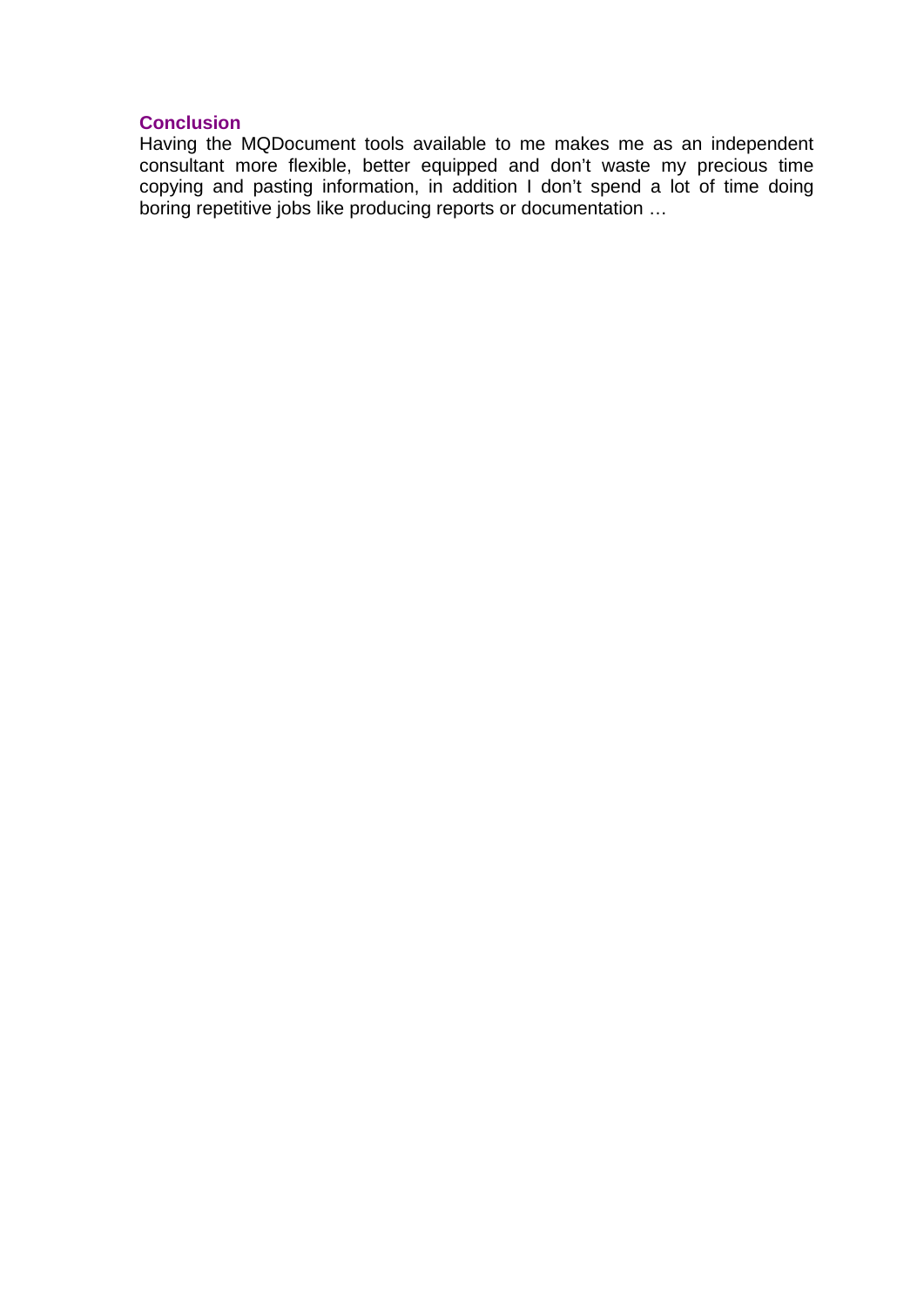## Conclusion

Having the MQDocument tools available to me makes me as an independent consultant more flexible, better equipped and don't waste my precious time copying and pasting information, in addition I don't spend a lot of time doing boring repetitive jobs like producing reports or documentation …